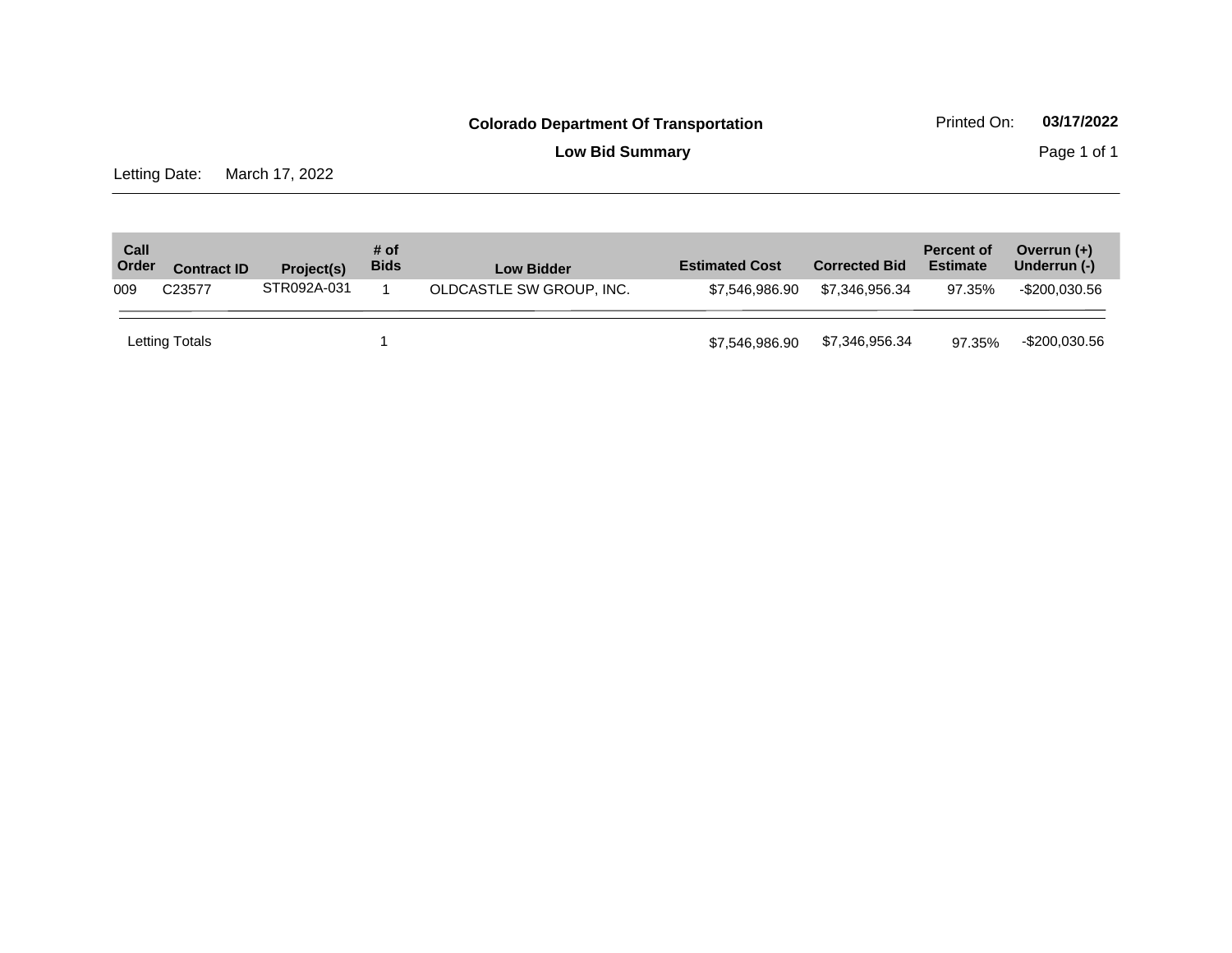**Colorado Department Of Transportation**

**Low Bid Summary**

Printed On: **03/17/2022**

Letting Date: March 17, 2022

| Call Order | Contract ID | Project(s) | # of Bids | Low Bidder | Estimated Cost | Corrected Bid | Percent of Estimate | Overrun (+) Underrun (-) |
|---|---|---|---|---|---|---|---|---|
| 009 | C23577 | STR092A-031 | 1 | OLDCASTLE SW GROUP, INC. | $7,546,986.90 | $7,346,956.34 | 97.35% | -$200,030.56 |
| Letting Totals | | | 1 | | $7,546,986.90 | $7,346,956.34 | 97.35% | -$200,030.56 |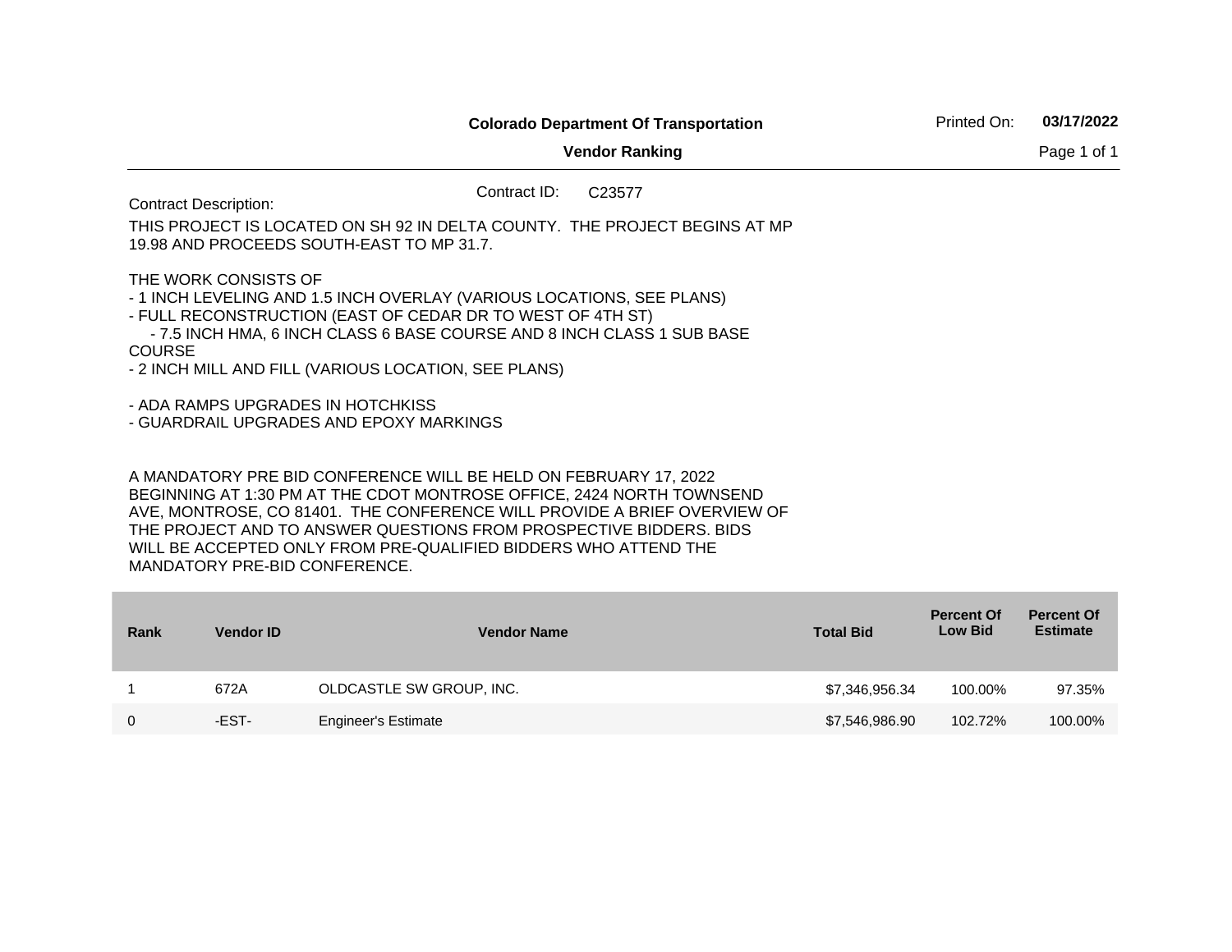**Colorado Department Of Transportation**

**Vendor Ranking**

Printed On: **03/17/2022**

Contract ID: C23577

Contract Description:

THIS PROJECT IS LOCATED ON SH 92 IN DELTA COUNTY. THE PROJECT BEGINS AT MP 19.98 AND PROCEEDS SOUTH-EAST TO MP 31.7.

THE WORK CONSISTS OF
- 1 INCH LEVELING AND 1.5 INCH OVERLAY (VARIOUS LOCATIONS, SEE PLANS)
- FULL RECONSTRUCTION (EAST OF CEDAR DR TO WEST OF 4TH ST)
  - 7.5 INCH HMA, 6 INCH CLASS 6 BASE COURSE AND 8 INCH CLASS 1 SUB BASE COURSE
- 2 INCH MILL AND FILL (VARIOUS LOCATION, SEE PLANS)

- ADA RAMPS UPGRADES IN HOTCHKISS
- GUARDRAIL UPGRADES AND EPOXY MARKINGS

A MANDATORY PRE BID CONFERENCE WILL BE HELD ON FEBRUARY 17, 2022 BEGINNING AT 1:30 PM AT THE CDOT MONTROSE OFFICE, 2424 NORTH TOWNSEND AVE, MONTROSE, CO 81401. THE CONFERENCE WILL PROVIDE A BRIEF OVERVIEW OF THE PROJECT AND TO ANSWER QUESTIONS FROM PROSPECTIVE BIDDERS. BIDS WILL BE ACCEPTED ONLY FROM PRE-QUALIFIED BIDDERS WHO ATTEND THE MANDATORY PRE-BID CONFERENCE.

| Rank | Vendor ID | Vendor Name | Total Bid | Percent Of Low Bid | Percent Of Estimate |
|---|---|---|---|---|---|
| 1 | 672A | OLDCASTLE SW GROUP, INC. | $7,346,956.34 | 100.00% | 97.35% |
| 0 | -EST- | Engineer's Estimate | $7,546,986.90 | 102.72% | 100.00% |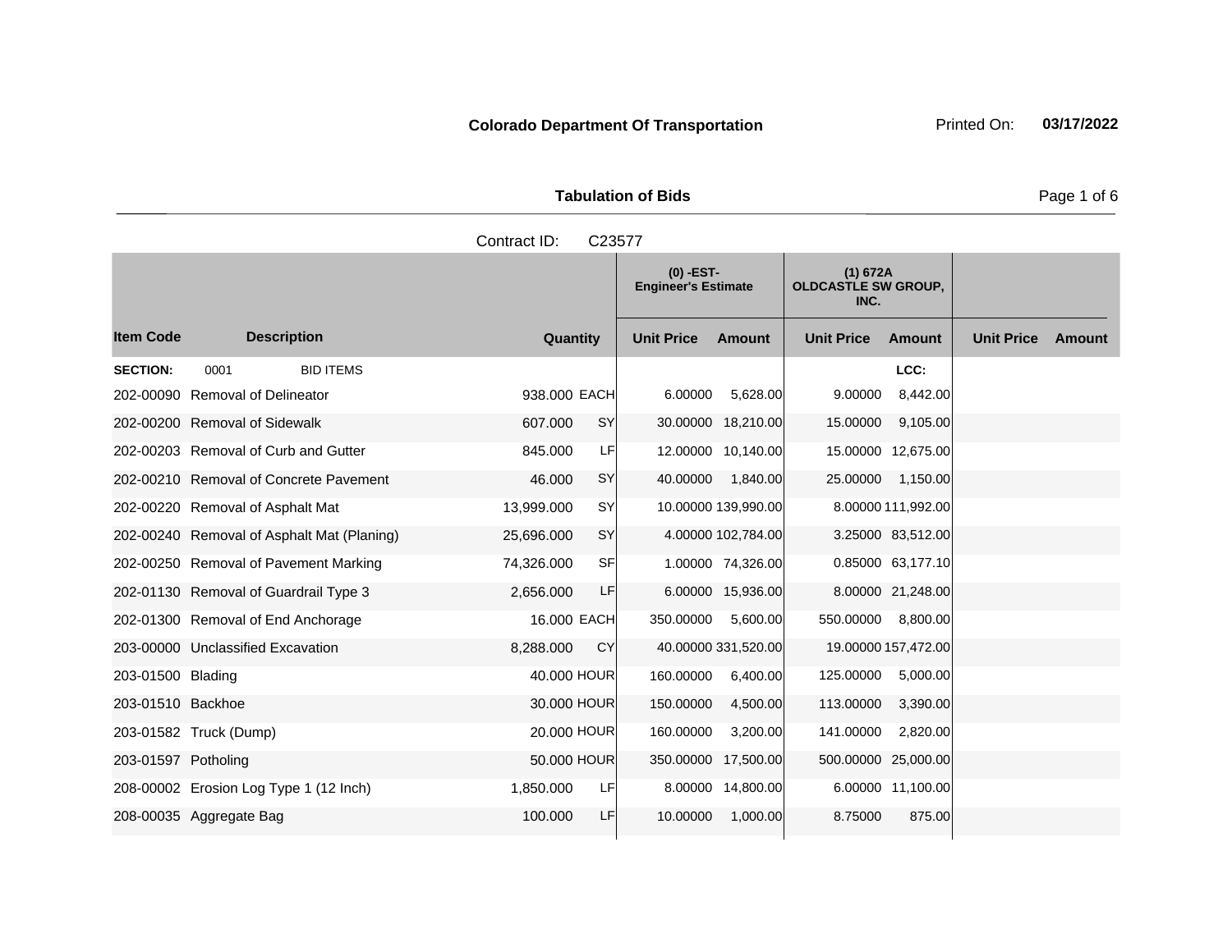**Colorado Department Of Transportation** Printed On: **03/17/2022**

**Tabulation of Bids**

Contract ID: C23577

| Item Code | Description | Quantity | | (0) -EST- Engineer's Estimate | | (1) 672A OLDCASTLE SW GROUP, INC. | | | |
|---|---|---|---|---|---|---|---|---|---|
| | | | | Unit Price | Amount | Unit Price | Amount | Unit Price | Amount |
| **SECTION:** | 0001 BID ITEMS | | | | | | LCC: | | |
| 202-00090 | Removal of Delineator | 938.000 | EACH | 6.00000 | 5,628.00 | 9.00000 | 8,442.00 | | |
| 202-00200 | Removal of Sidewalk | 607.000 | SY | 30.00000 | 18,210.00 | 15.00000 | 9,105.00 | | |
| 202-00203 | Removal of Curb and Gutter | 845.000 | LF | 12.00000 | 10,140.00 | 15.00000 | 12,675.00 | | |
| 202-00210 | Removal of Concrete Pavement | 46.000 | SY | 40.00000 | 1,840.00 | 25.00000 | 1,150.00 | | |
| 202-00220 | Removal of Asphalt Mat | 13,999.000 | SY | 10.00000 | 139,990.00 | 8.00000 | 111,992.00 | | |
| 202-00240 | Removal of Asphalt Mat (Planing) | 25,696.000 | SY | 4.00000 | 102,784.00 | 3.25000 | 83,512.00 | | |
| 202-00250 | Removal of Pavement Marking | 74,326.000 | SF | 1.00000 | 74,326.00 | 0.85000 | 63,177.10 | | |
| 202-01130 | Removal of Guardrail Type 3 | 2,656.000 | LF | 6.00000 | 15,936.00 | 8.00000 | 21,248.00 | | |
| 202-01300 | Removal of End Anchorage | 16.000 | EACH | 350.00000 | 5,600.00 | 550.00000 | 8,800.00 | | |
| 203-00000 | Unclassified Excavation | 8,288.000 | CY | 40.00000 | 331,520.00 | 19.00000 | 157,472.00 | | |
| 203-01500 | Blading | 40.000 | HOUR | 160.00000 | 6,400.00 | 125.00000 | 5,000.00 | | |
| 203-01510 | Backhoe | 30.000 | HOUR | 150.00000 | 4,500.00 | 113.00000 | 3,390.00 | | |
| 203-01582 | Truck (Dump) | 20.000 | HOUR | 160.00000 | 3,200.00 | 141.00000 | 2,820.00 | | |
| 203-01597 | Potholing | 50.000 | HOUR | 350.00000 | 17,500.00 | 500.00000 | 25,000.00 | | |
| 208-00002 | Erosion Log Type 1 (12 Inch) | 1,850.000 | LF | 8.00000 | 14,800.00 | 6.00000 | 11,100.00 | | |
| 208-00035 | Aggregate Bag | 100.000 | LF | 10.00000 | 1,000.00 | 8.75000 | 875.00 | | |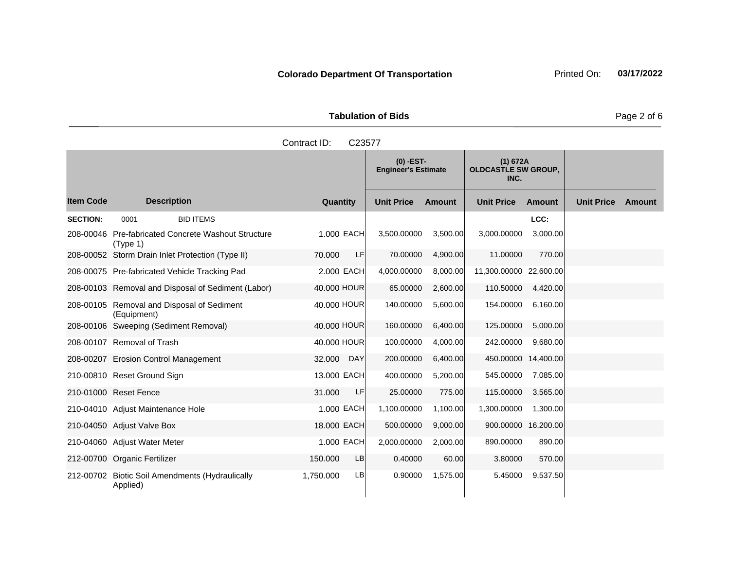**Colorado Department Of Transportation** Printed On: **03/17/2022**

**Tabulation of Bids**

Contract ID: C23577

| Item Code | Description | Quantity | | (0) -EST- Engineer's Estimate | | (1) 672A OLDCASTLE SW GROUP, INC. | | | |
|---|---|---|---|---|---|---|---|---|---|
| | | | | Unit Price | Amount | Unit Price | Amount | Unit Price | Amount |
| **SECTION:** | 0001 BID ITEMS | | | | | | LCC: | | |
| 208-00046 | Pre-fabricated Concrete Washout Structure (Type 1) | 1.000 | EACH | 3,500.00000 | 3,500.00 | 3,000.00000 | 3,000.00 | | |
| 208-00052 | Storm Drain Inlet Protection (Type II) | 70.000 | LF | 70.00000 | 4,900.00 | 11.00000 | 770.00 | | |
| 208-00075 | Pre-fabricated Vehicle Tracking Pad | 2.000 | EACH | 4,000.00000 | 8,000.00 | 11,300.00000 | 22,600.00 | | |
| 208-00103 | Removal and Disposal of Sediment (Labor) | 40.000 | HOUR | 65.00000 | 2,600.00 | 110.50000 | 4,420.00 | | |
| 208-00105 | Removal and Disposal of Sediment (Equipment) | 40.000 | HOUR | 140.00000 | 5,600.00 | 154.00000 | 6,160.00 | | |
| 208-00106 | Sweeping (Sediment Removal) | 40.000 | HOUR | 160.00000 | 6,400.00 | 125.00000 | 5,000.00 | | |
| 208-00107 | Removal of Trash | 40.000 | HOUR | 100.00000 | 4,000.00 | 242.00000 | 9,680.00 | | |
| 208-00207 | Erosion Control Management | 32.000 | DAY | 200.00000 | 6,400.00 | 450.00000 | 14,400.00 | | |
| 210-00810 | Reset Ground Sign | 13.000 | EACH | 400.00000 | 5,200.00 | 545.00000 | 7,085.00 | | |
| 210-01000 | Reset Fence | 31.000 | LF | 25.00000 | 775.00 | 115.00000 | 3,565.00 | | |
| 210-04010 | Adjust Maintenance Hole | 1.000 | EACH | 1,100.00000 | 1,100.00 | 1,300.00000 | 1,300.00 | | |
| 210-04050 | Adjust Valve Box | 18.000 | EACH | 500.00000 | 9,000.00 | 900.00000 | 16,200.00 | | |
| 210-04060 | Adjust Water Meter | 1.000 | EACH | 2,000.00000 | 2,000.00 | 890.00000 | 890.00 | | |
| 212-00700 | Organic Fertilizer | 150.000 | LB | 0.40000 | 60.00 | 3.80000 | 570.00 | | |
| 212-00702 | Biotic Soil Amendments (Hydraulically Applied) | 1,750.000 | LB | 0.90000 | 1,575.00 | 5.45000 | 9,537.50 | | |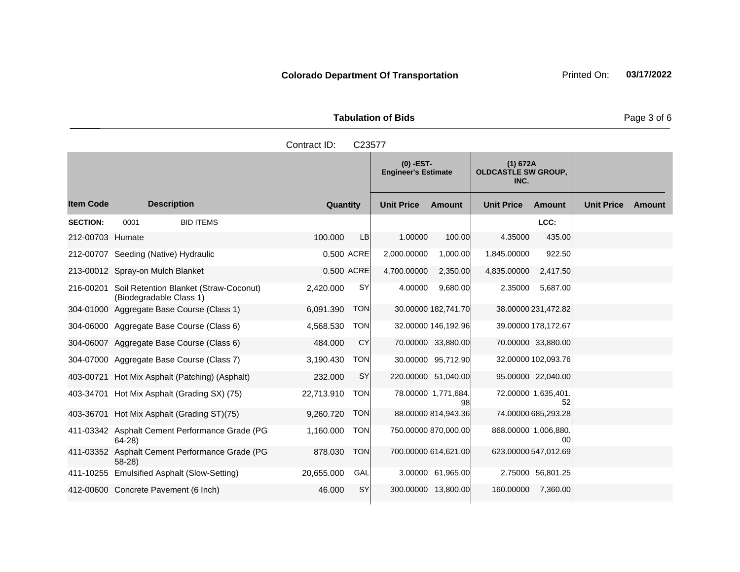**Colorado Department Of Transportation** Printed On: **03/17/2022**

**Tabulation of Bids**

Contract ID: C23577

| | | | | (0) -EST- Engineer's Estimate | | (1) 672A OLDCASTLE SW GROUP, INC. | | | |
|---|---|---|---|---|---|---|---|---|---|
| **Item Code** | **Description** | **Quantity** | | **Unit Price** | **Amount** | **Unit Price** | **Amount** | **Unit Price** | **Amount** |
| **SECTION:** | 0001 BID ITEMS | | | | | | **LCC:** | | |
| 212-00703 | Humate | 100.000 | LB | 1.00000 | 100.00 | 4.35000 | 435.00 | | |
| 212-00707 | Seeding (Native) Hydraulic | 0.500 | ACRE | 2,000.00000 | 1,000.00 | 1,845.00000 | 922.50 | | |
| 213-00012 | Spray-on Mulch Blanket | 0.500 | ACRE | 4,700.00000 | 2,350.00 | 4,835.00000 | 2,417.50 | | |
| 216-00201 | Soil Retention Blanket (Straw-Coconut) (Biodegradable Class 1) | 2,420.000 | SY | 4.00000 | 9,680.00 | 2.35000 | 5,687.00 | | |
| 304-01000 | Aggregate Base Course (Class 1) | 6,091.390 | TON | 30.00000 | 182,741.70 | 38.00000 | 231,472.82 | | |
| 304-06000 | Aggregate Base Course (Class 6) | 4,568.530 | TON | 32.00000 | 146,192.96 | 39.00000 | 178,172.67 | | |
| 304-06007 | Aggregate Base Course (Class 6) | 484.000 | CY | 70.00000 | 33,880.00 | 70.00000 | 33,880.00 | | |
| 304-07000 | Aggregate Base Course (Class 7) | 3,190.430 | TON | 30.00000 | 95,712.90 | 32.00000 | 102,093.76 | | |
| 403-00721 | Hot Mix Asphalt (Patching) (Asphalt) | 232.000 | SY | 220.00000 | 51,040.00 | 95.00000 | 22,040.00 | | |
| 403-34701 | Hot Mix Asphalt (Grading SX) (75) | 22,713.910 | TON | 78.00000 | 1,771,684.98 | 72.00000 | 1,635,401.52 | | |
| 403-36701 | Hot Mix Asphalt (Grading ST)(75) | 9,260.720 | TON | 88.00000 | 814,943.36 | 74.00000 | 685,293.28 | | |
| 411-03342 | Asphalt Cement Performance Grade (PG 64-28) | 1,160.000 | TON | 750.00000 | 870,000.00 | 868.00000 | 1,006,880.00 | | |
| 411-03352 | Asphalt Cement Performance Grade (PG 58-28) | 878.030 | TON | 700.00000 | 614,621.00 | 623.00000 | 547,012.69 | | |
| 411-10255 | Emulsified Asphalt (Slow-Setting) | 20,655.000 | GAL | 3.00000 | 61,965.00 | 2.75000 | 56,801.25 | | |
| 412-00600 | Concrete Pavement (6 Inch) | 46.000 | SY | 300.00000 | 13,800.00 | 160.00000 | 7,360.00 | | |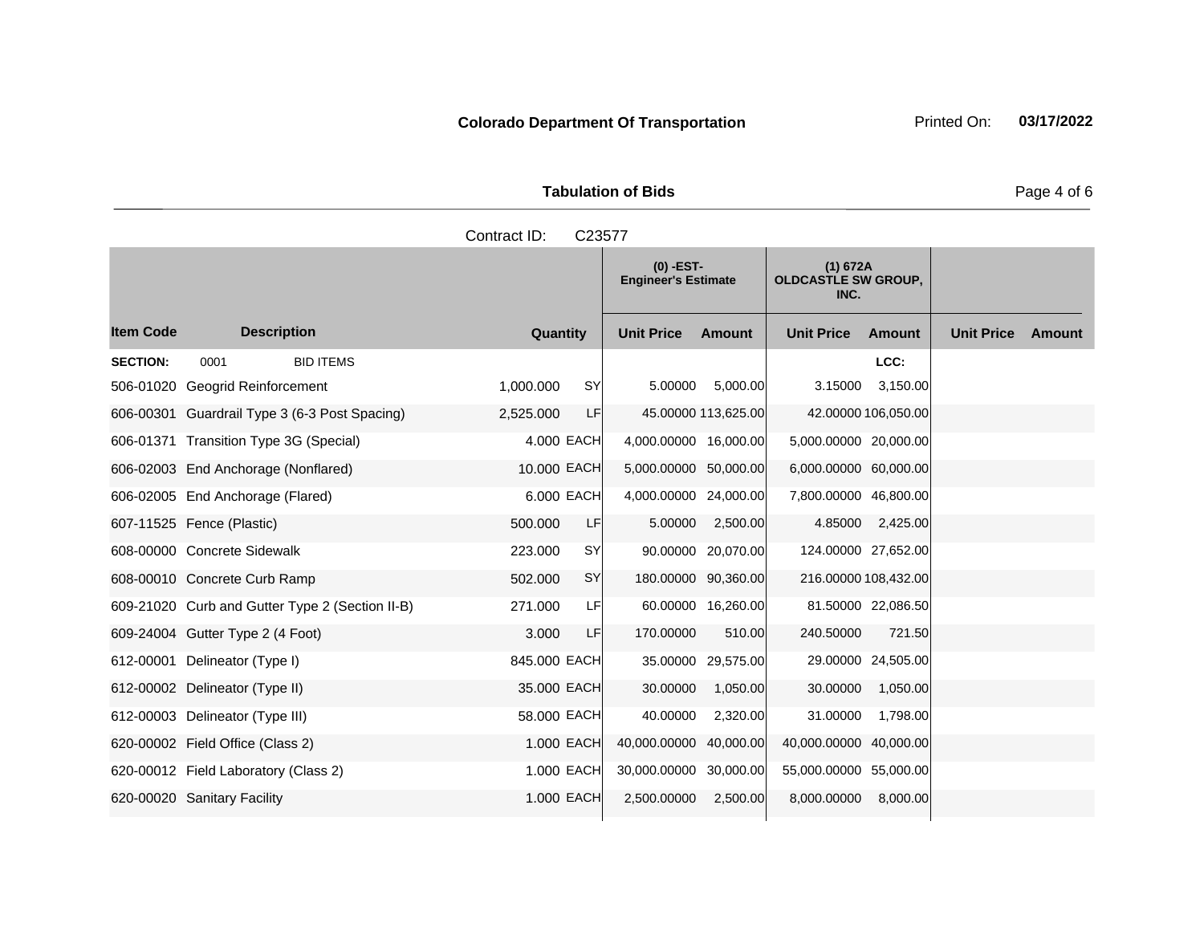**Colorado Department Of Transportation**

Printed On: **03/17/2022**

**Tabulation of Bids**

Contract ID: C23577

| | | | | (0) -EST- Engineer's Estimate | | (1) 672A OLDCASTLE SW GROUP, INC. | | | |
|---|---|---|---|---|---|---|---|---|---|
| **Item Code** | **Description** | **Quantity** | | **Unit Price** | **Amount** | **Unit Price** | **Amount** | **Unit Price** | **Amount** |
| **SECTION:** | 0001 BID ITEMS | | | | | | LCC: | | |
| 506-01020 | Geogrid Reinforcement | 1,000.000 | SY | 5.00000 | 5,000.00 | 3.15000 | 3,150.00 | | |
| 606-00301 | Guardrail Type 3 (6-3 Post Spacing) | 2,525.000 | LF | 45.00000 | 113,625.00 | 42.00000 | 106,050.00 | | |
| 606-01371 | Transition Type 3G (Special) | 4.000 | EACH | 4,000.00000 | 16,000.00 | 5,000.00000 | 20,000.00 | | |
| 606-02003 | End Anchorage (Nonflared) | 10.000 | EACH | 5,000.00000 | 50,000.00 | 6,000.00000 | 60,000.00 | | |
| 606-02005 | End Anchorage (Flared) | 6.000 | EACH | 4,000.00000 | 24,000.00 | 7,800.00000 | 46,800.00 | | |
| 607-11525 | Fence (Plastic) | 500.000 | LF | 5.00000 | 2,500.00 | 4.85000 | 2,425.00 | | |
| 608-00000 | Concrete Sidewalk | 223.000 | SY | 90.00000 | 20,070.00 | 124.00000 | 27,652.00 | | |
| 608-00010 | Concrete Curb Ramp | 502.000 | SY | 180.00000 | 90,360.00 | 216.00000 | 108,432.00 | | |
| 609-21020 | Curb and Gutter Type 2 (Section II-B) | 271.000 | LF | 60.00000 | 16,260.00 | 81.50000 | 22,086.50 | | |
| 609-24004 | Gutter Type 2 (4 Foot) | 3.000 | LF | 170.00000 | 510.00 | 240.50000 | 721.50 | | |
| 612-00001 | Delineator (Type I) | 845.000 | EACH | 35.00000 | 29,575.00 | 29.00000 | 24,505.00 | | |
| 612-00002 | Delineator (Type II) | 35.000 | EACH | 30.00000 | 1,050.00 | 30.00000 | 1,050.00 | | |
| 612-00003 | Delineator (Type III) | 58.000 | EACH | 40.00000 | 2,320.00 | 31.00000 | 1,798.00 | | |
| 620-00002 | Field Office (Class 2) | 1.000 | EACH | 40,000.00000 | 40,000.00 | 40,000.00000 | 40,000.00 | | |
| 620-00012 | Field Laboratory (Class 2) | 1.000 | EACH | 30,000.00000 | 30,000.00 | 55,000.00000 | 55,000.00 | | |
| 620-00020 | Sanitary Facility | 1.000 | EACH | 2,500.00000 | 2,500.00 | 8,000.00000 | 8,000.00 | | |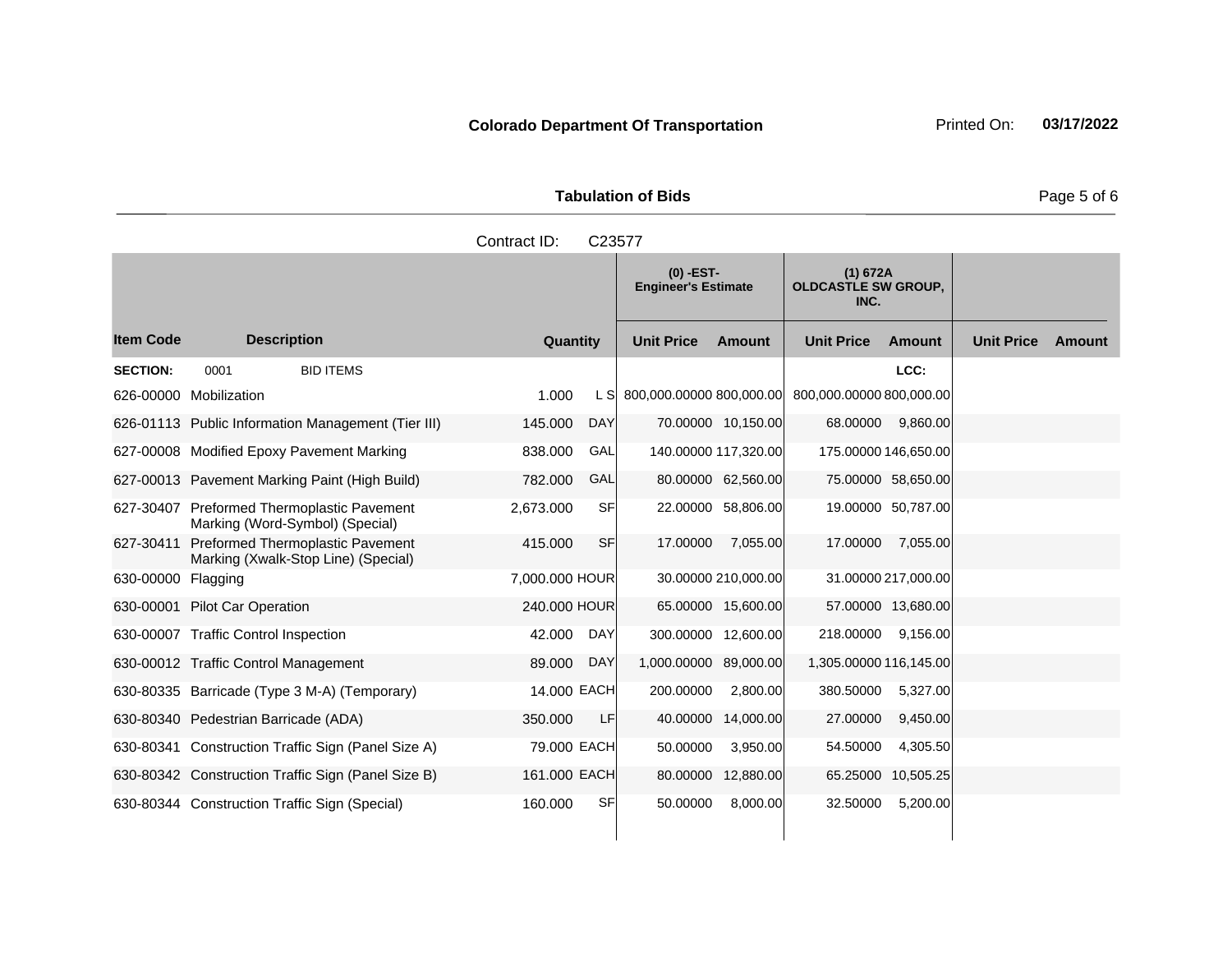**Colorado Department Of Transportation** Printed On: **03/17/2022**

**Tabulation of Bids**

Contract ID: C23577

| | | | | (0) -EST- Engineer's Estimate | | (1) 672A OLDCASTLE SW GROUP, INC. | | | |
|---|---|---|---|---|---|---|---|---|---|
| **Item Code** | **Description** | **Quantity** | | **Unit Price** | **Amount** | **Unit Price** | **Amount** | **Unit Price** | **Amount** |
| **SECTION:** | 0001 BID ITEMS | | | | | | LCC: | | |
| 626-00000 | Mobilization | 1.000 | L S | 800,000.00000 | 800,000.00 | 800,000.00000 | 800,000.00 | | |
| 626-01113 | Public Information Management (Tier III) | 145.000 | DAY | 70.00000 | 10,150.00 | 68.00000 | 9,860.00 | | |
| 627-00008 | Modified Epoxy Pavement Marking | 838.000 | GAL | 140.00000 | 117,320.00 | 175.00000 | 146,650.00 | | |
| 627-00013 | Pavement Marking Paint (High Build) | 782.000 | GAL | 80.00000 | 62,560.00 | 75.00000 | 58,650.00 | | |
| 627-30407 | Preformed Thermoplastic Pavement Marking (Word-Symbol) (Special) | 2,673.000 | SF | 22.00000 | 58,806.00 | 19.00000 | 50,787.00 | | |
| 627-30411 | Preformed Thermoplastic Pavement Marking (Xwalk-Stop Line) (Special) | 415.000 | SF | 17.00000 | 7,055.00 | 17.00000 | 7,055.00 | | |
| 630-00000 | Flagging | 7,000.000 | HOUR | 30.00000 | 210,000.00 | 31.00000 | 217,000.00 | | |
| 630-00001 | Pilot Car Operation | 240.000 | HOUR | 65.00000 | 15,600.00 | 57.00000 | 13,680.00 | | |
| 630-00007 | Traffic Control Inspection | 42.000 | DAY | 300.00000 | 12,600.00 | 218.00000 | 9,156.00 | | |
| 630-00012 | Traffic Control Management | 89.000 | DAY | 1,000.00000 | 89,000.00 | 1,305.00000 | 116,145.00 | | |
| 630-80335 | Barricade (Type 3 M-A) (Temporary) | 14.000 | EACH | 200.00000 | 2,800.00 | 380.50000 | 5,327.00 | | |
| 630-80340 | Pedestrian Barricade (ADA) | 350.000 | LF | 40.00000 | 14,000.00 | 27.00000 | 9,450.00 | | |
| 630-80341 | Construction Traffic Sign (Panel Size A) | 79.000 | EACH | 50.00000 | 3,950.00 | 54.50000 | 4,305.50 | | |
| 630-80342 | Construction Traffic Sign (Panel Size B) | 161.000 | EACH | 80.00000 | 12,880.00 | 65.25000 | 10,505.25 | | |
| 630-80344 | Construction Traffic Sign (Special) | 160.000 | SF | 50.00000 | 8,000.00 | 32.50000 | 5,200.00 | | |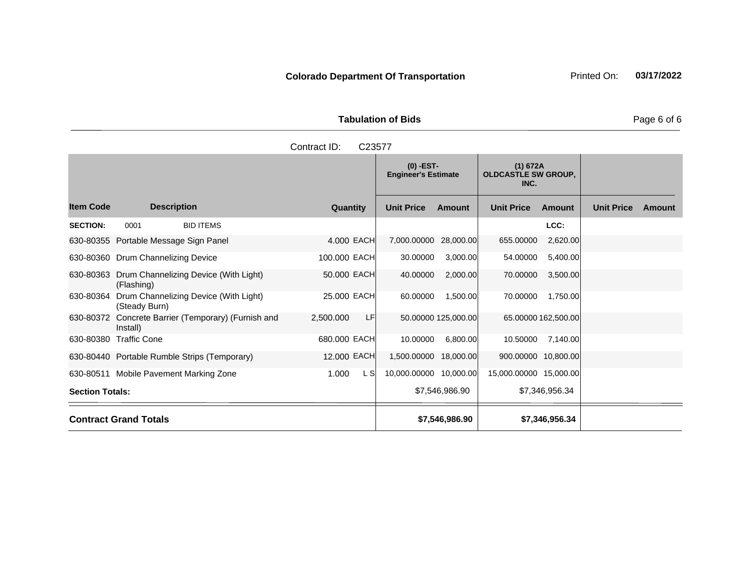**Colorado Department Of Transportation** Printed On: **03/17/2022**

**Tabulation of Bids**

Contract ID: C23577

| | | | | (0) -EST- Engineer's Estimate | | (1) 672A OLDCASTLE SW GROUP, INC. | | | |
|---|---|---|---|---|---|---|---|---|---|
| **Item Code** | **Description** | **Quantity** | | **Unit Price** | **Amount** | **Unit Price** | **Amount** | **Unit Price** | **Amount** |
| **SECTION:** | 0001 BID ITEMS | | | | | | **LCC:** | | |
| 630-80355 | Portable Message Sign Panel | 4.000 | EACH | 7,000.00000 | 28,000.00 | 655.00000 | 2,620.00 | | |
| 630-80360 | Drum Channelizing Device | 100.000 | EACH | 30.00000 | 3,000.00 | 54.00000 | 5,400.00 | | |
| 630-80363 | Drum Channelizing Device (With Light) (Flashing) | 50.000 | EACH | 40.00000 | 2,000.00 | 70.00000 | 3,500.00 | | |
| 630-80364 | Drum Channelizing Device (With Light) (Steady Burn) | 25.000 | EACH | 60.00000 | 1,500.00 | 70.00000 | 1,750.00 | | |
| 630-80372 | Concrete Barrier (Temporary) (Furnish and Install) | 2,500.000 | LF | 50.00000 | 125,000.00 | 65.00000 | 162,500.00 | | |
| 630-80380 | Traffic Cone | 680.000 | EACH | 10.00000 | 6,800.00 | 10.50000 | 7,140.00 | | |
| 630-80440 | Portable Rumble Strips (Temporary) | 12.000 | EACH | 1,500.00000 | 18,000.00 | 900.00000 | 10,800.00 | | |
| 630-80511 | Mobile Pavement Marking Zone | 1.000 | L S | 10,000.00000 | 10,000.00 | 15,000.00000 | 15,000.00 | | |
| **Section Totals:** | | | | | $7,546,986.90 | | $7,346,956.34 | | |
| **Contract Grand Totals** | | | | | **$7,546,986.90** | | **$7,346,956.34** | | |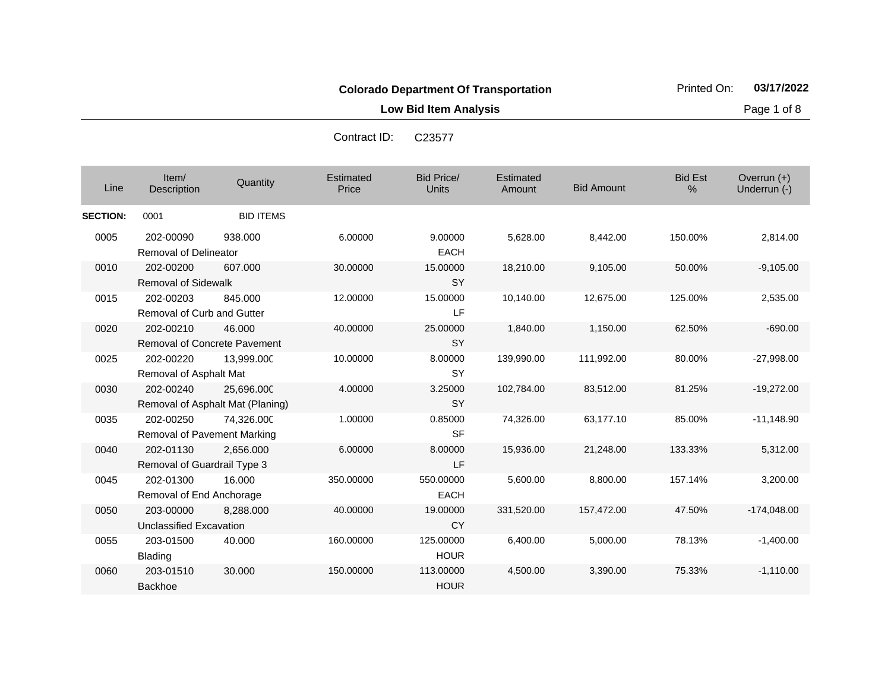**Colorado Department Of Transportation**

Printed On: **03/17/2022**

**Low Bid Item Analysis**

Contract ID: C23577

| Line | Item/ Description | Quantity | Estimated Price | Bid Price/ Units | Estimated Amount | Bid Amount | Bid Est % | Overrun (+) Underrun (-) |
|---|---|---|---|---|---|---|---|---|
| **SECTION:** | 0001 | BID ITEMS | | | | | | |
| 0005 | 202-00090 Removal of Delineator | 938.000 | 6.00000 | 9.00000 EACH | 5,628.00 | 8,442.00 | 150.00% | 2,814.00 |
| 0010 | 202-00200 Removal of Sidewalk | 607.000 | 30.00000 | 15.00000 SY | 18,210.00 | 9,105.00 | 50.00% | -9,105.00 |
| 0015 | 202-00203 Removal of Curb and Gutter | 845.000 | 12.00000 | 15.00000 LF | 10,140.00 | 12,675.00 | 125.00% | 2,535.00 |
| 0020 | 202-00210 Removal of Concrete Pavement | 46.000 | 40.00000 | 25.00000 SY | 1,840.00 | 1,150.00 | 62.50% | -690.00 |
| 0025 | 202-00220 Removal of Asphalt Mat | 13,999.000 | 10.00000 | 8.00000 SY | 139,990.00 | 111,992.00 | 80.00% | -27,998.00 |
| 0030 | 202-00240 Removal of Asphalt Mat (Planing) | 25,696.000 | 4.00000 | 3.25000 SY | 102,784.00 | 83,512.00 | 81.25% | -19,272.00 |
| 0035 | 202-00250 Removal of Pavement Marking | 74,326.000 | 1.00000 | 0.85000 SF | 74,326.00 | 63,177.10 | 85.00% | -11,148.90 |
| 0040 | 202-01130 Removal of Guardrail Type 3 | 2,656.000 | 6.00000 | 8.00000 LF | 15,936.00 | 21,248.00 | 133.33% | 5,312.00 |
| 0045 | 202-01300 Removal of End Anchorage | 16.000 | 350.00000 | 550.00000 EACH | 5,600.00 | 8,800.00 | 157.14% | 3,200.00 |
| 0050 | 203-00000 Unclassified Excavation | 8,288.000 | 40.00000 | 19.00000 CY | 331,520.00 | 157,472.00 | 47.50% | -174,048.00 |
| 0055 | 203-01500 Blading | 40.000 | 160.00000 | 125.00000 HOUR | 6,400.00 | 5,000.00 | 78.13% | -1,400.00 |
| 0060 | 203-01510 Backhoe | 30.000 | 150.00000 | 113.00000 HOUR | 4,500.00 | 3,390.00 | 75.33% | -1,110.00 |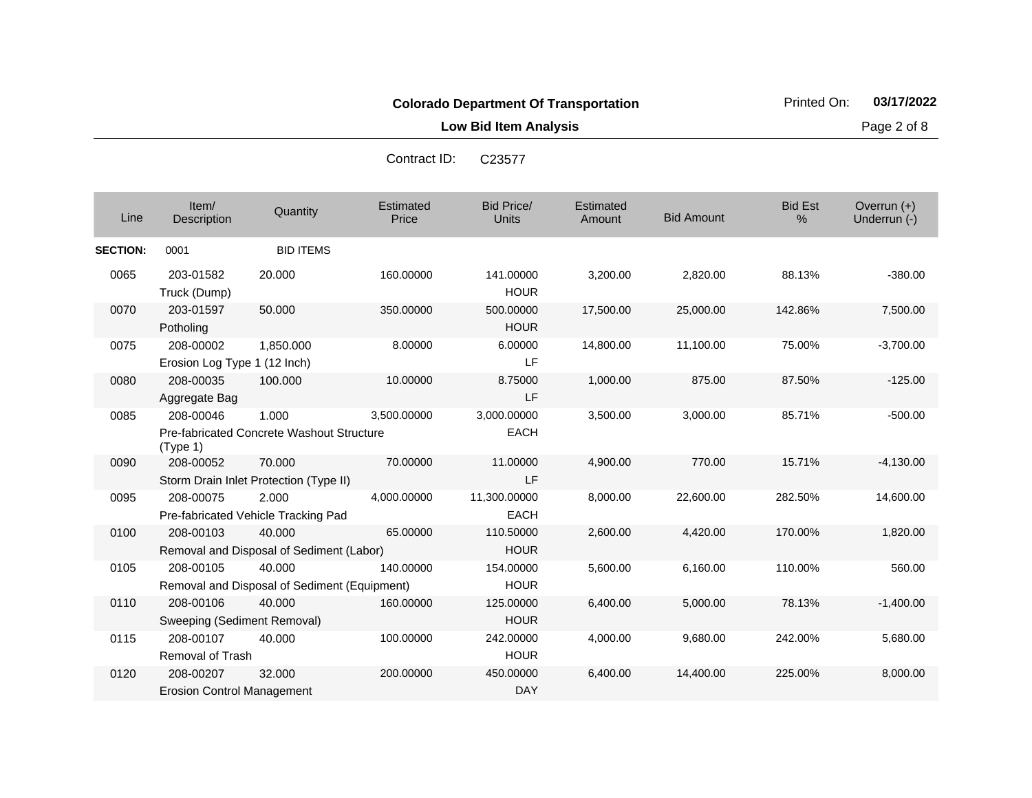**Colorado Department Of Transportation**

**Low Bid Item Analysis**

Printed On: **03/17/2022**

Contract ID: C23577

| Line | Item/ Description | Quantity | Estimated Price | Bid Price/ Units | Estimated Amount | Bid Amount | Bid Est % | Overrun (+) Underrun (-) |
|---|---|---|---|---|---|---|---|---|
| **SECTION:** | 0001 | BID ITEMS | | | | | | |
| 0065 | 203-01582 Truck (Dump) | 20.000 | 160.00000 | 141.00000 HOUR | 3,200.00 | 2,820.00 | 88.13% | -380.00 |
| 0070 | 203-01597 Potholing | 50.000 | 350.00000 | 500.00000 HOUR | 17,500.00 | 25,000.00 | 142.86% | 7,500.00 |
| 0075 | 208-00002 Erosion Log Type 1 (12 Inch) | 1,850.000 | 8.00000 | 6.00000 LF | 14,800.00 | 11,100.00 | 75.00% | -3,700.00 |
| 0080 | 208-00035 Aggregate Bag | 100.000 | 10.00000 | 8.75000 LF | 1,000.00 | 875.00 | 87.50% | -125.00 |
| 0085 | 208-00046 Pre-fabricated Concrete Washout Structure (Type 1) | 1.000 | 3,500.00000 | 3,000.00000 EACH | 3,500.00 | 3,000.00 | 85.71% | -500.00 |
| 0090 | 208-00052 Storm Drain Inlet Protection (Type II) | 70.000 | 70.00000 | 11.00000 LF | 4,900.00 | 770.00 | 15.71% | -4,130.00 |
| 0095 | 208-00075 Pre-fabricated Vehicle Tracking Pad | 2.000 | 4,000.00000 | 11,300.00000 EACH | 8,000.00 | 22,600.00 | 282.50% | 14,600.00 |
| 0100 | 208-00103 Removal and Disposal of Sediment (Labor) | 40.000 | 65.00000 | 110.50000 HOUR | 2,600.00 | 4,420.00 | 170.00% | 1,820.00 |
| 0105 | 208-00105 Removal and Disposal of Sediment (Equipment) | 40.000 | 140.00000 | 154.00000 HOUR | 5,600.00 | 6,160.00 | 110.00% | 560.00 |
| 0110 | 208-00106 Sweeping (Sediment Removal) | 40.000 | 160.00000 | 125.00000 HOUR | 6,400.00 | 5,000.00 | 78.13% | -1,400.00 |
| 0115 | 208-00107 Removal of Trash | 40.000 | 100.00000 | 242.00000 HOUR | 4,000.00 | 9,680.00 | 242.00% | 5,680.00 |
| 0120 | 208-00207 Erosion Control Management | 32.000 | 200.00000 | 450.00000 DAY | 6,400.00 | 14,400.00 | 225.00% | 8,000.00 |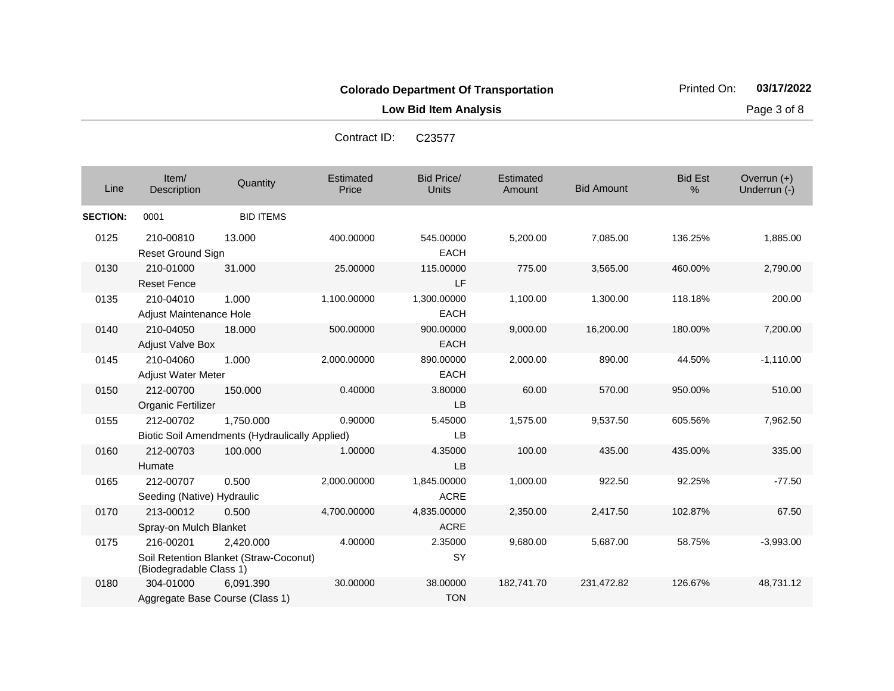**Colorado Department Of Transportation**

**Low Bid Item Analysis**

Printed On: **03/17/2022**

Contract ID: C23577

| Line | Item/ Description | Quantity | Estimated Price | Bid Price/ Units | Estimated Amount | Bid Amount | Bid Est % | Overrun (+) Underrun (-) |
|---|---|---|---|---|---|---|---|---|
| **SECTION:** | 0001 | BID ITEMS | | | | | | |
| 0125 | 210-00810 Reset Ground Sign | 13.000 | 400.00000 | 545.00000 EACH | 5,200.00 | 7,085.00 | 136.25% | 1,885.00 |
| 0130 | 210-01000 Reset Fence | 31.000 | 25.00000 | 115.00000 LF | 775.00 | 3,565.00 | 460.00% | 2,790.00 |
| 0135 | 210-04010 Adjust Maintenance Hole | 1.000 | 1,100.00000 | 1,300.00000 EACH | 1,100.00 | 1,300.00 | 118.18% | 200.00 |
| 0140 | 210-04050 Adjust Valve Box | 18.000 | 500.00000 | 900.00000 EACH | 9,000.00 | 16,200.00 | 180.00% | 7,200.00 |
| 0145 | 210-04060 Adjust Water Meter | 1.000 | 2,000.00000 | 890.00000 EACH | 2,000.00 | 890.00 | 44.50% | -1,110.00 |
| 0150 | 212-00700 Organic Fertilizer | 150.000 | 0.40000 | 3.80000 LB | 60.00 | 570.00 | 950.00% | 510.00 |
| 0155 | 212-00702 Biotic Soil Amendments (Hydraulically Applied) | 1,750.000 | 0.90000 | 5.45000 LB | 1,575.00 | 9,537.50 | 605.56% | 7,962.50 |
| 0160 | 212-00703 Humate | 100.000 | 1.00000 | 4.35000 LB | 100.00 | 435.00 | 435.00% | 335.00 |
| 0165 | 212-00707 Seeding (Native) Hydraulic | 0.500 | 2,000.00000 | 1,845.00000 ACRE | 1,000.00 | 922.50 | 92.25% | -77.50 |
| 0170 | 213-00012 Spray-on Mulch Blanket | 0.500 | 4,700.00000 | 4,835.00000 ACRE | 2,350.00 | 2,417.50 | 102.87% | 67.50 |
| 0175 | 216-00201 Soil Retention Blanket (Straw-Coconut) (Biodegradable Class 1) | 2,420.000 | 4.00000 | 2.35000 SY | 9,680.00 | 5,687.00 | 58.75% | -3,993.00 |
| 0180 | 304-01000 Aggregate Base Course (Class 1) | 6,091.390 | 30.00000 | 38.00000 TON | 182,741.70 | 231,472.82 | 126.67% | 48,731.12 |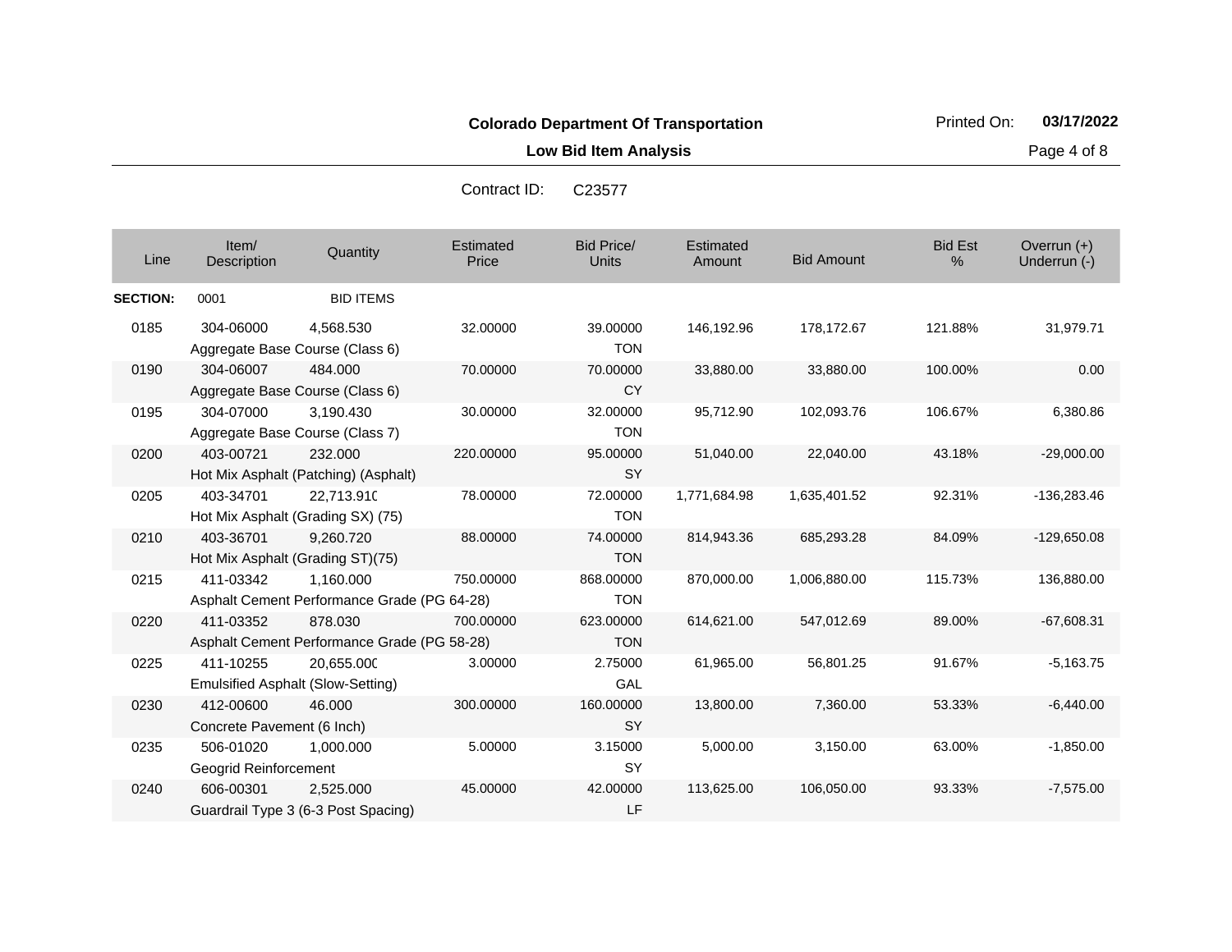**Colorado Department Of Transportation**

**Low Bid Item Analysis**

Printed On: **03/17/2022**

Contract ID: C23577

| Line | Item/ Description | Quantity | Estimated Price | Bid Price/ Units | Estimated Amount | Bid Amount | Bid Est % | Overrun (+) Underrun (-) |
|---|---|---|---|---|---|---|---|---|
| **SECTION:** | 0001 | BID ITEMS | | | | | | |
| 0185 | 304-06000 Aggregate Base Course (Class 6) | 4,568.530 | 32.00000 | 39.00000 TON | 146,192.96 | 178,172.67 | 121.88% | 31,979.71 |
| 0190 | 304-06007 Aggregate Base Course (Class 6) | 484.000 | 70.00000 | 70.00000 CY | 33,880.00 | 33,880.00 | 100.00% | 0.00 |
| 0195 | 304-07000 Aggregate Base Course (Class 7) | 3,190.430 | 30.00000 | 32.00000 TON | 95,712.90 | 102,093.76 | 106.67% | 6,380.86 |
| 0200 | 403-00721 Hot Mix Asphalt (Patching) (Asphalt) | 232.000 | 220.00000 | 95.00000 SY | 51,040.00 | 22,040.00 | 43.18% | -29,000.00 |
| 0205 | 403-34701 Hot Mix Asphalt (Grading SX) (75) | 22,713.910 | 78.00000 | 72.00000 TON | 1,771,684.98 | 1,635,401.52 | 92.31% | -136,283.46 |
| 0210 | 403-36701 Hot Mix Asphalt (Grading ST)(75) | 9,260.720 | 88.00000 | 74.00000 TON | 814,943.36 | 685,293.28 | 84.09% | -129,650.08 |
| 0215 | 411-03342 Asphalt Cement Performance Grade (PG 64-28) | 1,160.000 | 750.00000 | 868.00000 TON | 870,000.00 | 1,006,880.00 | 115.73% | 136,880.00 |
| 0220 | 411-03352 Asphalt Cement Performance Grade (PG 58-28) | 878.030 | 700.00000 | 623.00000 TON | 614,621.00 | 547,012.69 | 89.00% | -67,608.31 |
| 0225 | 411-10255 Emulsified Asphalt (Slow-Setting) | 20,655.000 | 3.00000 | 2.75000 GAL | 61,965.00 | 56,801.25 | 91.67% | -5,163.75 |
| 0230 | 412-00600 Concrete Pavement (6 Inch) | 46.000 | 300.00000 | 160.00000 SY | 13,800.00 | 7,360.00 | 53.33% | -6,440.00 |
| 0235 | 506-01020 Geogrid Reinforcement | 1,000.000 | 5.00000 | 3.15000 SY | 5,000.00 | 3,150.00 | 63.00% | -1,850.00 |
| 0240 | 606-00301 Guardrail Type 3 (6-3 Post Spacing) | 2,525.000 | 45.00000 | 42.00000 LF | 113,625.00 | 106,050.00 | 93.33% | -7,575.00 |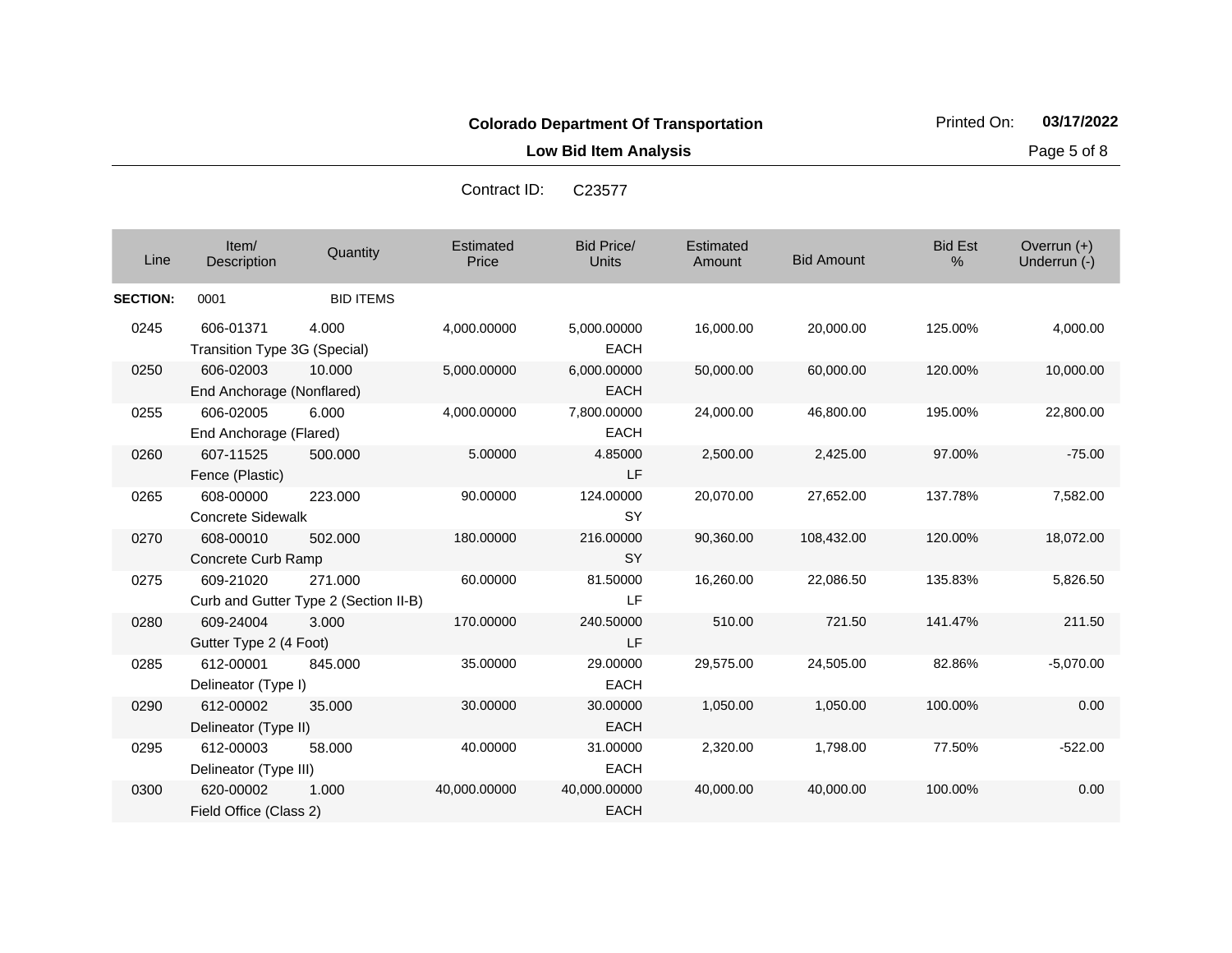**Colorado Department Of Transportation**

**Low Bid Item Analysis**

Printed On: **03/17/2022**

Contract ID: C23577

| Line | Item/ Description | Quantity | Estimated Price | Bid Price/ Units | Estimated Amount | Bid Amount | Bid Est % | Overrun (+) Underrun (-) |
|---|---|---|---|---|---|---|---|---|
| **SECTION:** | 0001 | BID ITEMS | | | | | | |
| 0245 | 606-01371 Transition Type 3G (Special) | 4.000 | 4,000.00000 | 5,000.00000 EACH | 16,000.00 | 20,000.00 | 125.00% | 4,000.00 |
| 0250 | 606-02003 End Anchorage (Nonflared) | 10.000 | 5,000.00000 | 6,000.00000 EACH | 50,000.00 | 60,000.00 | 120.00% | 10,000.00 |
| 0255 | 606-02005 End Anchorage (Flared) | 6.000 | 4,000.00000 | 7,800.00000 EACH | 24,000.00 | 46,800.00 | 195.00% | 22,800.00 |
| 0260 | 607-11525 Fence (Plastic) | 500.000 | 5.00000 | 4.85000 LF | 2,500.00 | 2,425.00 | 97.00% | -75.00 |
| 0265 | 608-00000 Concrete Sidewalk | 223.000 | 90.00000 | 124.00000 SY | 20,070.00 | 27,652.00 | 137.78% | 7,582.00 |
| 0270 | 608-00010 Concrete Curb Ramp | 502.000 | 180.00000 | 216.00000 SY | 90,360.00 | 108,432.00 | 120.00% | 18,072.00 |
| 0275 | 609-21020 Curb and Gutter Type 2 (Section II-B) | 271.000 | 60.00000 | 81.50000 LF | 16,260.00 | 22,086.50 | 135.83% | 5,826.50 |
| 0280 | 609-24004 Gutter Type 2 (4 Foot) | 3.000 | 170.00000 | 240.50000 LF | 510.00 | 721.50 | 141.47% | 211.50 |
| 0285 | 612-00001 Delineator (Type I) | 845.000 | 35.00000 | 29.00000 EACH | 29,575.00 | 24,505.00 | 82.86% | -5,070.00 |
| 0290 | 612-00002 Delineator (Type II) | 35.000 | 30.00000 | 30.00000 EACH | 1,050.00 | 1,050.00 | 100.00% | 0.00 |
| 0295 | 612-00003 Delineator (Type III) | 58.000 | 40.00000 | 31.00000 EACH | 2,320.00 | 1,798.00 | 77.50% | -522.00 |
| 0300 | 620-00002 Field Office (Class 2) | 1.000 | 40,000.00000 | 40,000.00000 EACH | 40,000.00 | 40,000.00 | 100.00% | 0.00 |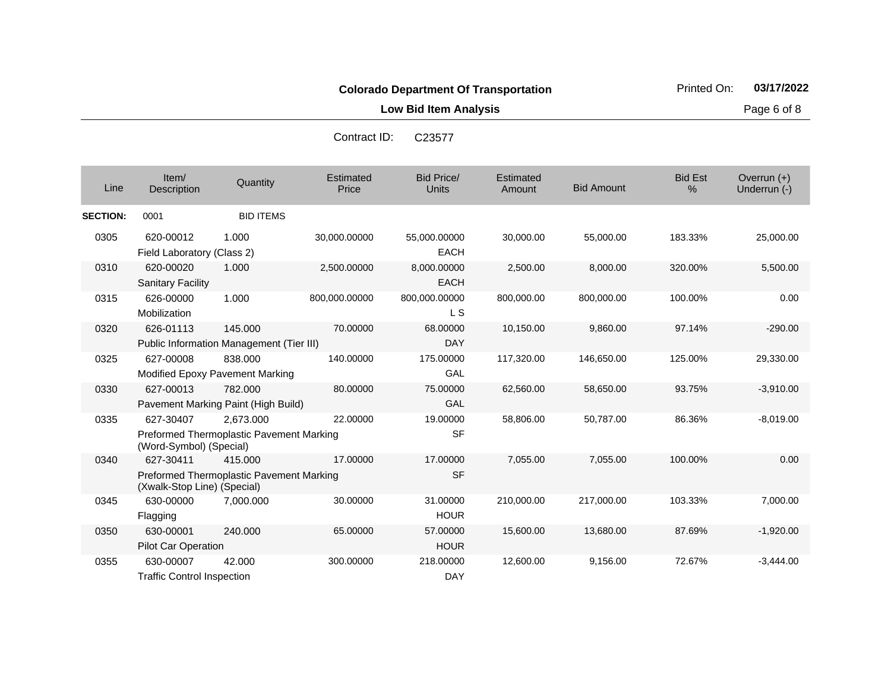**Colorado Department Of Transportation**

**Low Bid Item Analysis**

Printed On: **03/17/2022**

Contract ID: C23577

| Line | Item/ Description | Quantity | Estimated Price | Bid Price/ Units | Estimated Amount | Bid Amount | Bid Est % | Overrun (+) Underrun (-) |
|---|---|---|---|---|---|---|---|---|
| **SECTION:** | 0001 | BID ITEMS | | | | | | |
| 0305 | 620-00012 Field Laboratory (Class 2) | 1.000 | 30,000.00000 | 55,000.00000 EACH | 30,000.00 | 55,000.00 | 183.33% | 25,000.00 |
| 0310 | 620-00020 Sanitary Facility | 1.000 | 2,500.00000 | 8,000.00000 EACH | 2,500.00 | 8,000.00 | 320.00% | 5,500.00 |
| 0315 | 626-00000 Mobilization | 1.000 | 800,000.00000 | 800,000.00000 L S | 800,000.00 | 800,000.00 | 100.00% | 0.00 |
| 0320 | 626-01113 Public Information Management (Tier III) | 145.000 | 70.00000 | 68.00000 DAY | 10,150.00 | 9,860.00 | 97.14% | -290.00 |
| 0325 | 627-00008 Modified Epoxy Pavement Marking | 838.000 | 140.00000 | 175.00000 GAL | 117,320.00 | 146,650.00 | 125.00% | 29,330.00 |
| 0330 | 627-00013 Pavement Marking Paint (High Build) | 782.000 | 80.00000 | 75.00000 GAL | 62,560.00 | 58,650.00 | 93.75% | -3,910.00 |
| 0335 | 627-30407 Preformed Thermoplastic Pavement Marking (Word-Symbol) (Special) | 2,673.000 | 22.00000 | 19.00000 SF | 58,806.00 | 50,787.00 | 86.36% | -8,019.00 |
| 0340 | 627-30411 Preformed Thermoplastic Pavement Marking (Xwalk-Stop Line) (Special) | 415.000 | 17.00000 | 17.00000 SF | 7,055.00 | 7,055.00 | 100.00% | 0.00 |
| 0345 | 630-00000 Flagging | 7,000.000 | 30.00000 | 31.00000 HOUR | 210,000.00 | 217,000.00 | 103.33% | 7,000.00 |
| 0350 | 630-00001 Pilot Car Operation | 240.000 | 65.00000 | 57.00000 HOUR | 15,600.00 | 13,680.00 | 87.69% | -1,920.00 |
| 0355 | 630-00007 Traffic Control Inspection | 42.000 | 300.00000 | 218.00000 DAY | 12,600.00 | 9,156.00 | 72.67% | -3,444.00 |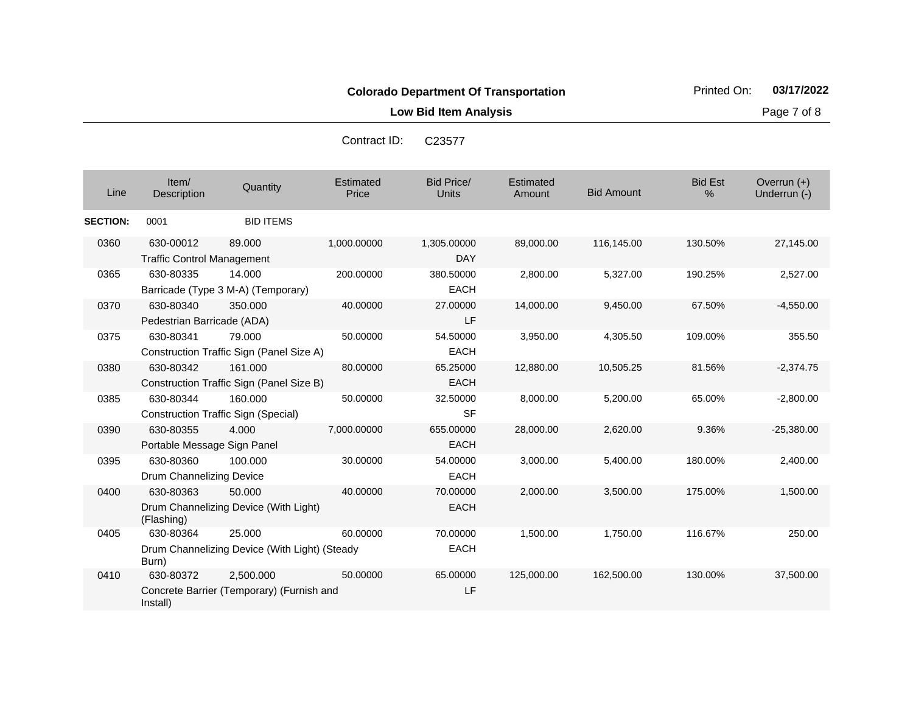**Colorado Department Of Transportation**

**Low Bid Item Analysis**

Printed On: **03/17/2022**

Contract ID: C23577

| Line | Item/ Description | Quantity | Estimated Price | Bid Price/ Units | Estimated Amount | Bid Amount | Bid Est % | Overrun (+) Underrun (-) |
|---|---|---|---|---|---|---|---|---|
| **SECTION:** | 0001 | BID ITEMS | | | | | | |
| 0360 | 630-00012 Traffic Control Management | 89.000 | 1,000.00000 | 1,305.00000 DAY | 89,000.00 | 116,145.00 | 130.50% | 27,145.00 |
| 0365 | 630-80335 Barricade (Type 3 M-A) (Temporary) | 14.000 | 200.00000 | 380.50000 EACH | 2,800.00 | 5,327.00 | 190.25% | 2,527.00 |
| 0370 | 630-80340 Pedestrian Barricade (ADA) | 350.000 | 40.00000 | 27.00000 LF | 14,000.00 | 9,450.00 | 67.50% | -4,550.00 |
| 0375 | 630-80341 Construction Traffic Sign (Panel Size A) | 79.000 | 50.00000 | 54.50000 EACH | 3,950.00 | 4,305.50 | 109.00% | 355.50 |
| 0380 | 630-80342 Construction Traffic Sign (Panel Size B) | 161.000 | 80.00000 | 65.25000 EACH | 12,880.00 | 10,505.25 | 81.56% | -2,374.75 |
| 0385 | 630-80344 Construction Traffic Sign (Special) | 160.000 | 50.00000 | 32.50000 SF | 8,000.00 | 5,200.00 | 65.00% | -2,800.00 |
| 0390 | 630-80355 Portable Message Sign Panel | 4.000 | 7,000.00000 | 655.00000 EACH | 28,000.00 | 2,620.00 | 9.36% | -25,380.00 |
| 0395 | 630-80360 Drum Channelizing Device | 100.000 | 30.00000 | 54.00000 EACH | 3,000.00 | 5,400.00 | 180.00% | 2,400.00 |
| 0400 | 630-80363 Drum Channelizing Device (With Light) (Flashing) | 50.000 | 40.00000 | 70.00000 EACH | 2,000.00 | 3,500.00 | 175.00% | 1,500.00 |
| 0405 | 630-80364 Drum Channelizing Device (With Light) (Steady Burn) | 25.000 | 60.00000 | 70.00000 EACH | 1,500.00 | 1,750.00 | 116.67% | 250.00 |
| 0410 | 630-80372 Concrete Barrier (Temporary) (Furnish and Install) | 2,500.000 | 50.00000 | 65.00000 LF | 125,000.00 | 162,500.00 | 130.00% | 37,500.00 |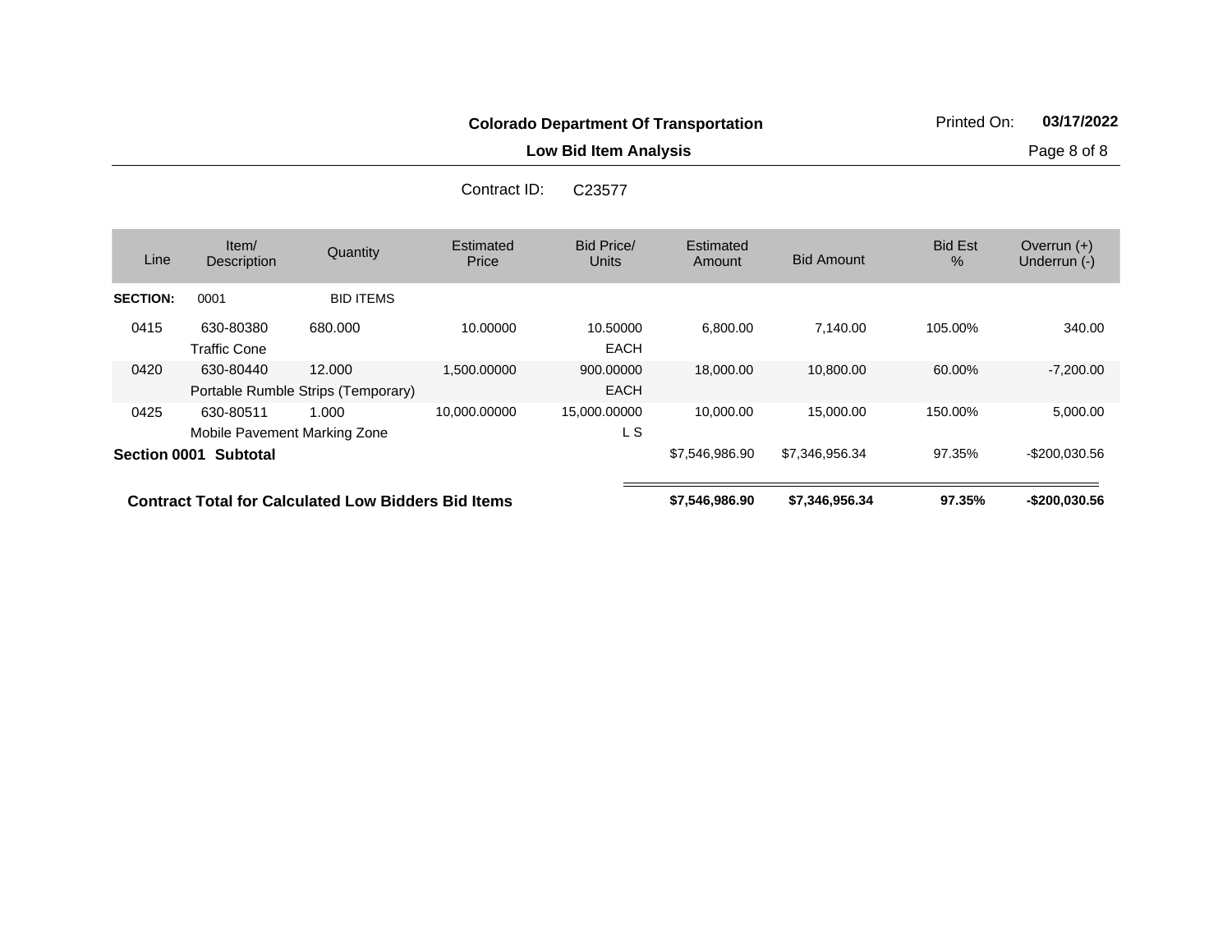**Colorado Department Of Transportation**

**Low Bid Item Analysis**

Printed On: **03/17/2022**

Contract ID: C23577

| Line | Item/ Description | Quantity | Estimated Price | Bid Price/ Units | Estimated Amount | Bid Amount | Bid Est % | Overrun (+) Underrun (-) |
|---|---|---|---|---|---|---|---|---|
| **SECTION:** | 0001 | BID ITEMS | | | | | | |
| 0415 | 630-80380 Traffic Cone | 680.000 | 10.00000 | 10.50000 EACH | 6,800.00 | 7,140.00 | 105.00% | 340.00 |
| 0420 | 630-80440 Portable Rumble Strips (Temporary) | 12.000 | 1,500.00000 | 900.00000 EACH | 18,000.00 | 10,800.00 | 60.00% | -7,200.00 |
| 0425 | 630-80511 Mobile Pavement Marking Zone | 1.000 | 10,000.00000 | 15,000.00000 L S | 10,000.00 | 15,000.00 | 150.00% | 5,000.00 |
| **Section 0001 Subtotal** | | | | | $7,546,986.90 | $7,346,956.34 | 97.35% | -$200,030.56 |
| **Contract Total for Calculated Low Bidders Bid Items** | | | | | **$7,546,986.90** | **$7,346,956.34** | **97.35%** | **-$200,030.56** |